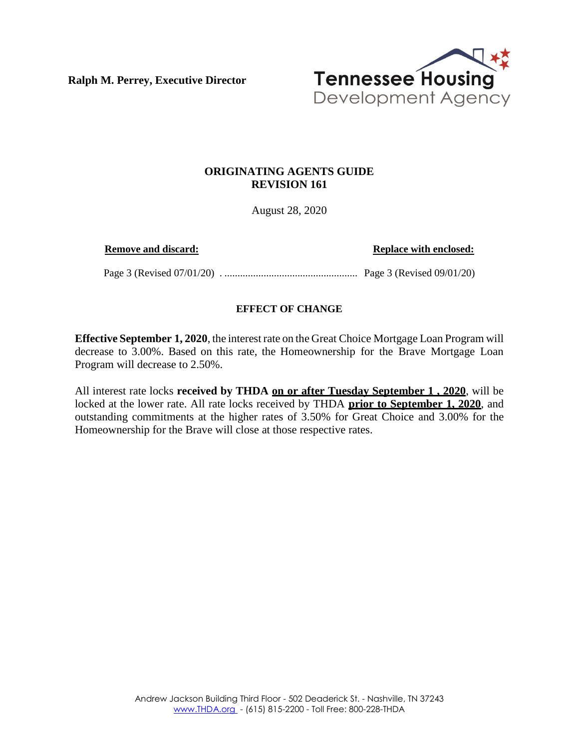**Ralph M. Perrey, Executive Director**

Tennessee Housing Development Agency

# ORIGINATING AGENTS GUIDE
# REVISION 161

August 28, 2020

| **Remove and discard:** | **Replace with enclosed:** |
| --- | --- |
| Page 3 (Revised 07/01/20) | Page 3 (Revised 09/01/20) |

## EFFECT OF CHANGE

**Effective September 1, 2020**, the interest rate on the Great Choice Mortgage Loan Program will decrease to 3.00%. Based on this rate, the Homeownership for the Brave Mortgage Loan Program will decrease to 2.50%.

All interest rate locks **received by THDA on or after Tuesday September 1 , 2020**, will be locked at the lower rate. All rate locks received by THDA **prior to September 1, 2020**, and outstanding commitments at the higher rates of 3.50% for Great Choice and 3.00% for the Homeownership for the Brave will close at those respective rates.

Andrew Jackson Building Third Floor - 502 Deaderick St. - Nashville, TN 37243
www.THDA.org - (615) 815-2200 - Toll Free: 800-228-THDA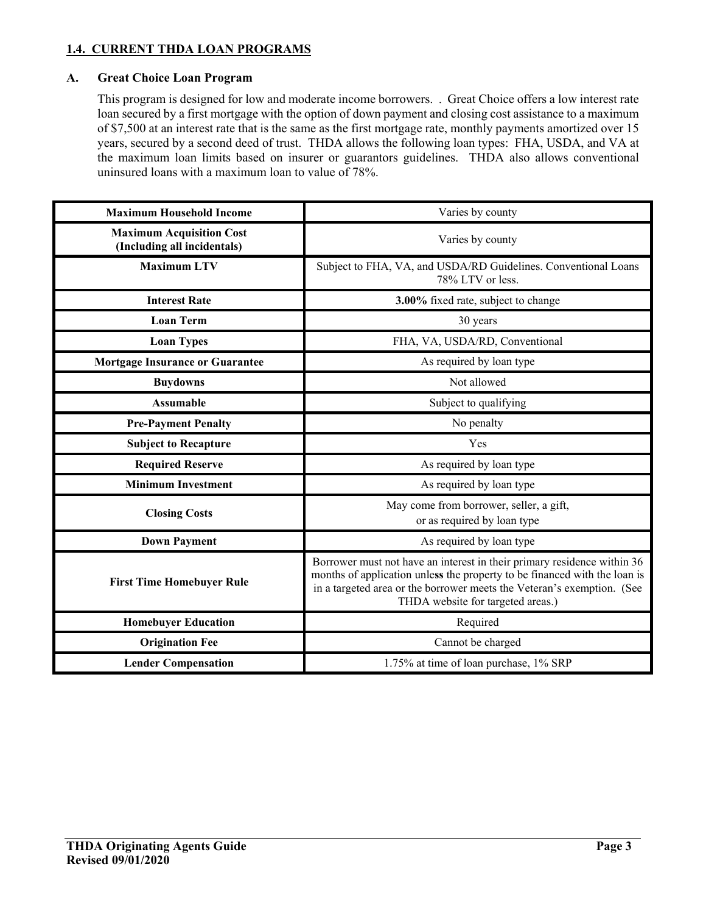## 1.4. CURRENT THDA LOAN PROGRAMS

### A. Great Choice Loan Program

This program is designed for low and moderate income borrowers. . Great Choice offers a low interest rate loan secured by a first mortgage with the option of down payment and closing cost assistance to a maximum of $7,500 at an interest rate that is the same as the first mortgage rate, monthly payments amortized over 15 years, secured by a second deed of trust. THDA allows the following loan types: FHA, USDA, and VA at the maximum loan limits based on insurer or guarantors guidelines. THDA also allows conventional uninsured loans with a maximum loan to value of 78%.

| | |
|---|---|
| **Maximum Household Income** | Varies by county |
| **Maximum Acquisition Cost (Including all incidentals)** | Varies by county |
| **Maximum LTV** | Subject to FHA, VA, and USDA/RD Guidelines. Conventional Loans 78% LTV or less. |
| **Interest Rate** | **3.00%** fixed rate, subject to change |
| **Loan Term** | 30 years |
| **Loan Types** | FHA, VA, USDA/RD, Conventional |
| **Mortgage Insurance or Guarantee** | As required by loan type |
| **Buydowns** | Not allowed |
| **Assumable** | Subject to qualifying |
| **Pre-Payment Penalty** | No penalty |
| **Subject to Recapture** | Yes |
| **Required Reserve** | As required by loan type |
| **Minimum Investment** | As required by loan type |
| **Closing Costs** | May come from borrower, seller, a gift, or as required by loan type |
| **Down Payment** | As required by loan type |
| **First Time Homebuyer Rule** | Borrower must not have an interest in their primary residence within 36 months of application unless the property to be financed with the loan is in a targeted area or the borrower meets the Veteran's exemption. (See THDA website for targeted areas.) |
| **Homebuyer Education** | Required |
| **Origination Fee** | Cannot be charged |
| **Lender Compensation** | 1.75% at time of loan purchase, 1% SRP |